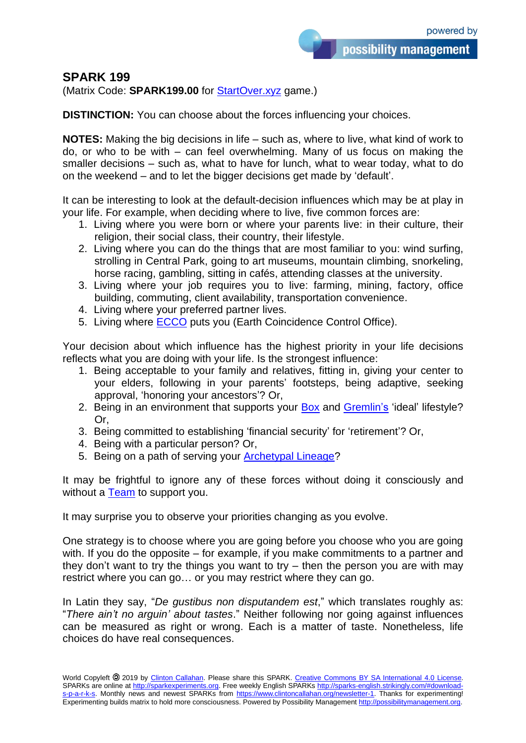# SPARK 199

(Matrix Code: **SPARK199.00** for StartOver.xyz game.)

**DISTINCTION:** You can choose about the forces influencing your choices.

**NOTES:** Making the big decisions in life – such as, where to live, what kind of work to do, or who to be with – can feel overwhelming. Many of us focus on making the smaller decisions – such as, what to have for lunch, what to wear today, what to do on the weekend – and to let the bigger decisions get made by 'default'.

It can be interesting to look at the default-decision influences which may be at play in your life. For example, when deciding where to live, five common forces are:

1. Living where you were born or where your parents live: in their culture, their religion, their social class, their country, their lifestyle.
2. Living where you can do the things that are most familiar to you: wind surfing, strolling in Central Park, going to art museums, mountain climbing, snorkeling, horse racing, gambling, sitting in cafés, attending classes at the university.
3. Living where your job requires you to live: farming, mining, factory, office building, commuting, client availability, transportation convenience.
4. Living where your preferred partner lives.
5. Living where ECCO puts you (Earth Coincidence Control Office).

Your decision about which influence has the highest priority in your life decisions reflects what you are doing with your life. Is the strongest influence:

1. Being acceptable to your family and relatives, fitting in, giving your center to your elders, following in your parents' footsteps, being adaptive, seeking approval, 'honoring your ancestors'? Or,
2. Being in an environment that supports your Box and Gremlin's 'ideal' lifestyle? Or,
3. Being committed to establishing 'financial security' for 'retirement'? Or,
4. Being with a particular person? Or,
5. Being on a path of serving your Archetypal Lineage?

It may be frightful to ignore any of these forces without doing it consciously and without a Team to support you.

It may surprise you to observe your priorities changing as you evolve.

One strategy is to choose where you are going before you choose who you are going with. If you do the opposite – for example, if you make commitments to a partner and they don't want to try the things you want to try – then the person you are with may restrict where you can go… or you may restrict where they can go.

In Latin they say, "*De gustibus non disputandem est*," which translates roughly as: "*There ain't no arguin' about tastes*." Neither following nor going against influences can be measured as right or wrong. Each is a matter of taste. Nonetheless, life choices do have real consequences.

World Copyleft 🄯 2019 by Clinton Callahan. Please share this SPARK. Creative Commons BY SA International 4.0 License. SPARKs are online at http://sparkexperiments.org. Free weekly English SPARKs http://sparks-english.strikingly.com/#download-s-p-a-r-k-s. Monthly news and newest SPARKs from https://www.clintoncallahan.org/newsletter-1. Thanks for experimenting! Experimenting builds matrix to hold more consciousness. Powered by Possibility Management http://possibilitymanagement.org.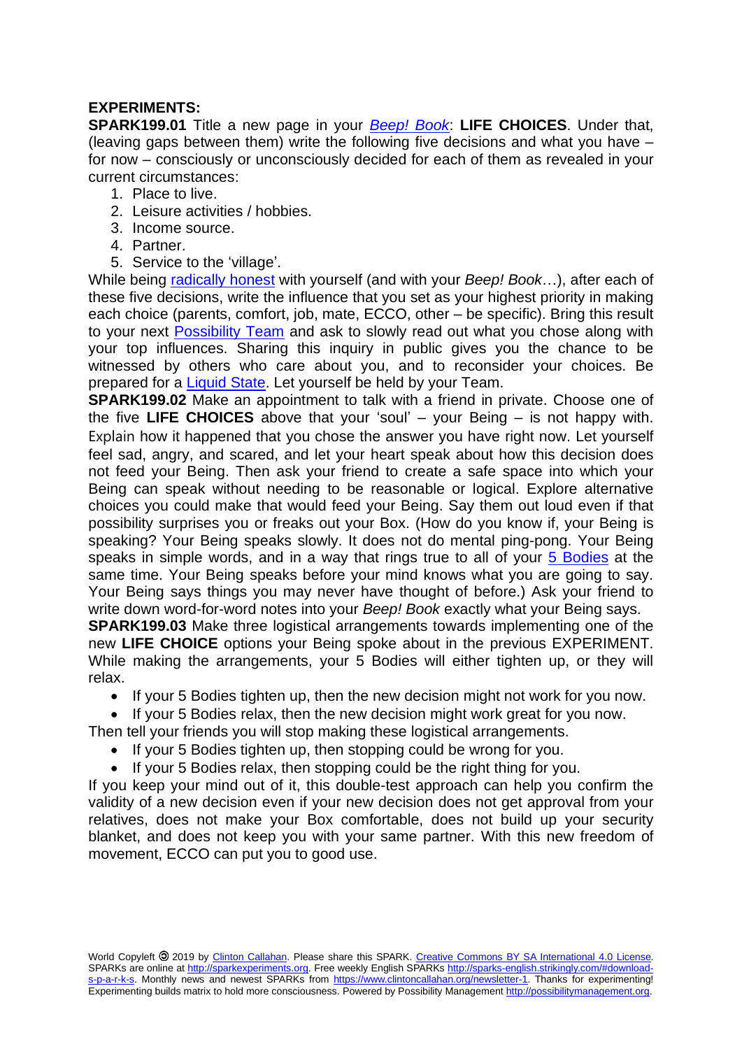**EXPERIMENTS:**

**SPARK199.01** Title a new page in your *Beep! Book*: **LIFE CHOICES**. Under that, (leaving gaps between them) write the following five decisions and what you have – for now – consciously or unconsciously decided for each of them as revealed in your current circumstances:

1. Place to live.
2. Leisure activities / hobbies.
3. Income source.
4. Partner.
5. Service to the 'village'.

While being radically honest with yourself (and with your *Beep! Book*…), after each of these five decisions, write the influence that you set as your highest priority in making each choice (parents, comfort, job, mate, ECCO, other – be specific). Bring this result to your next Possibility Team and ask to slowly read out what you chose along with your top influences. Sharing this inquiry in public gives you the chance to be witnessed by others who care about you, and to reconsider your choices. Be prepared for a Liquid State. Let yourself be held by your Team.

**SPARK199.02** Make an appointment to talk with a friend in private. Choose one of the five **LIFE CHOICES** above that your 'soul' – your Being – is not happy with. Explain how it happened that you chose the answer you have right now. Let yourself feel sad, angry, and scared, and let your heart speak about how this decision does not feed your Being. Then ask your friend to create a safe space into which your Being can speak without needing to be reasonable or logical. Explore alternative choices you could make that would feed your Being. Say them out loud even if that possibility surprises you or freaks out your Box. (How do you know if, your Being is speaking? Your Being speaks slowly. It does not do mental ping-pong. Your Being speaks in simple words, and in a way that rings true to all of your 5 Bodies at the same time. Your Being speaks before your mind knows what you are going to say. Your Being says things you may never have thought of before.) Ask your friend to write down word-for-word notes into your *Beep! Book* exactly what your Being says.

**SPARK199.03** Make three logistical arrangements towards implementing one of the new **LIFE CHOICE** options your Being spoke about in the previous EXPERIMENT. While making the arrangements, your 5 Bodies will either tighten up, or they will relax.

- If your 5 Bodies tighten up, then the new decision might not work for you now.
- If your 5 Bodies relax, then the new decision might work great for you now.

Then tell your friends you will stop making these logistical arrangements.

- If your 5 Bodies tighten up, then stopping could be wrong for you.
- If your 5 Bodies relax, then stopping could be the right thing for you.

If you keep your mind out of it, this double-test approach can help you confirm the validity of a new decision even if your new decision does not get approval from your relatives, does not make your Box comfortable, does not build up your security blanket, and does not keep you with your same partner. With this new freedom of movement, ECCO can put you to good use.

World Copyleft 🄯 2019 by Clinton Callahan. Please share this SPARK. Creative Commons BY SA International 4.0 License. SPARKs are online at http://sparkexperiments.org. Free weekly English SPARKs http://sparks-english.strikingly.com/#download-s-p-a-r-k-s. Monthly news and newest SPARKs from https://www.clintoncallahan.org/newsletter-1. Thanks for experimenting! Experimenting builds matrix to hold more consciousness. Powered by Possibility Management http://possibilitymanagement.org.